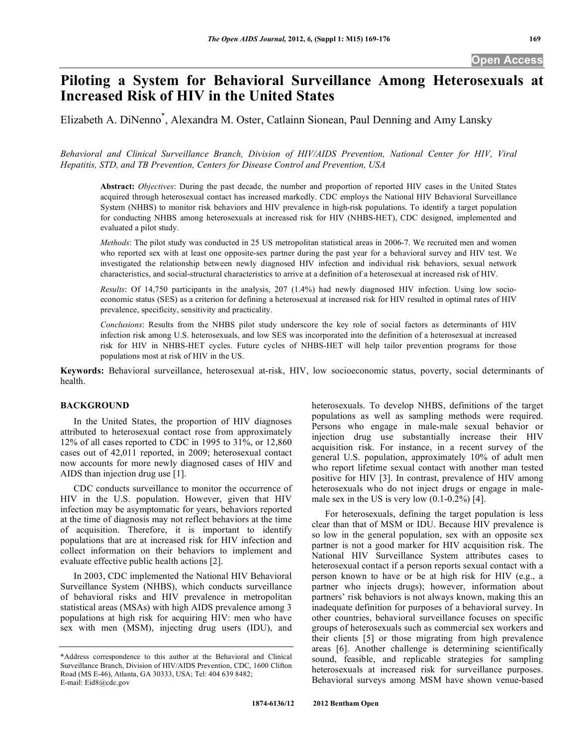# Piloting a System for Behavioral Surveillance Among Heterosexuals at Increased Risk of HIV in the United States

Elizabeth A. DiNenno[*], Alexandra M. Oster, Catlainn Sionean, Paul Denning and Amy Lansky

*Behavioral and Clinical Surveillance Branch, Division of HIV/AIDS Prevention, National Center for HIV, Viral Hepatitis, STD, and TB Prevention, Centers for Disease Control and Prevention, USA*

**Abstract:** *Objectives*: During the past decade, the number and proportion of reported HIV cases in the United States acquired through heterosexual contact has increased markedly. CDC employs the National HIV Behavioral Surveillance System (NHBS) to monitor risk behaviors and HIV prevalence in high-risk populations. To identify a target population for conducting NHBS among heterosexuals at increased risk for HIV (NHBS-HET), CDC designed, implemented and evaluated a pilot study.

*Methods*: The pilot study was conducted in 25 US metropolitan statistical areas in 2006-7. We recruited men and women who reported sex with at least one opposite-sex partner during the past year for a behavioral survey and HIV test. We investigated the relationship between newly diagnosed HIV infection and individual risk behaviors, sexual network characteristics, and social-structural characteristics to arrive at a definition of a heterosexual at increased risk of HIV.

*Results*: Of 14,750 participants in the analysis, 207 (1.4%) had newly diagnosed HIV infection. Using low socio-economic status (SES) as a criterion for defining a heterosexual at increased risk for HIV resulted in optimal rates of HIV prevalence, specificity, sensitivity and practicality.

*Conclusions*: Results from the NHBS pilot study underscore the key role of social factors as determinants of HIV infection risk among U.S. heterosexuals, and low SES was incorporated into the definition of a heterosexual at increased risk for HIV in NHBS-HET cycles. Future cycles of NHBS-HET will help tailor prevention programs for those populations most at risk of HIV in the US.

**Keywords:** Behavioral surveillance, heterosexual at-risk, HIV, low socioeconomic status, poverty, social determinants of health.

## BACKGROUND

In the United States, the proportion of HIV diagnoses attributed to heterosexual contact rose from approximately 12% of all cases reported to CDC in 1995 to 31%, or 12,860 cases out of 42,011 reported, in 2009; heterosexual contact now accounts for more newly diagnosed cases of HIV and AIDS than injection drug use [1].

CDC conducts surveillance to monitor the occurrence of HIV in the U.S. population. However, given that HIV infection may be asymptomatic for years, behaviors reported at the time of diagnosis may not reflect behaviors at the time of acquisition. Therefore, it is important to identify populations that are at increased risk for HIV infection and collect information on their behaviors to implement and evaluate effective public health actions [2].

In 2003, CDC implemented the National HIV Behavioral Surveillance System (NHBS), which conducts surveillance of behavioral risks and HIV prevalence in metropolitan statistical areas (MSAs) with high AIDS prevalence among 3 populations at high risk for acquiring HIV: men who have sex with men (MSM), injecting drug users (IDU), and heterosexuals. To develop NHBS, definitions of the target populations as well as sampling methods were required. Persons who engage in male-male sexual behavior or injection drug use substantially increase their HIV acquisition risk. For instance, in a recent survey of the general U.S. population, approximately 10% of adult men who report lifetime sexual contact with another man tested positive for HIV [3]. In contrast, prevalence of HIV among heterosexuals who do not inject drugs or engage in male-male sex in the US is very low (0.1-0.2%) [4].

For heterosexuals, defining the target population is less clear than that of MSM or IDU. Because HIV prevalence is so low in the general population, sex with an opposite sex partner is not a good marker for HIV acquisition risk. The National HIV Surveillance System attributes cases to heterosexual contact if a person reports sexual contact with a person known to have or be at high risk for HIV (e.g., a partner who injects drugs); however, information about partners' risk behaviors is not always known, making this an inadequate definition for purposes of a behavioral survey. In other countries, behavioral surveillance focuses on specific groups of heterosexuals such as commercial sex workers and their clients [5] or those migrating from high prevalence areas [6]. Another challenge is determining scientifically sound, feasible, and replicable strategies for sampling heterosexuals at increased risk for surveillance purposes. Behavioral surveys among MSM have shown venue-based

*Address correspondence to this author at the Behavioral and Clinical Surveillance Branch, Division of HIV/AIDS Prevention, CDC, 1600 Clifton Road (MS E-46), Atlanta, GA 30333, USA; Tel: 404 639 8482; E-mail: Eid8@cdc.gov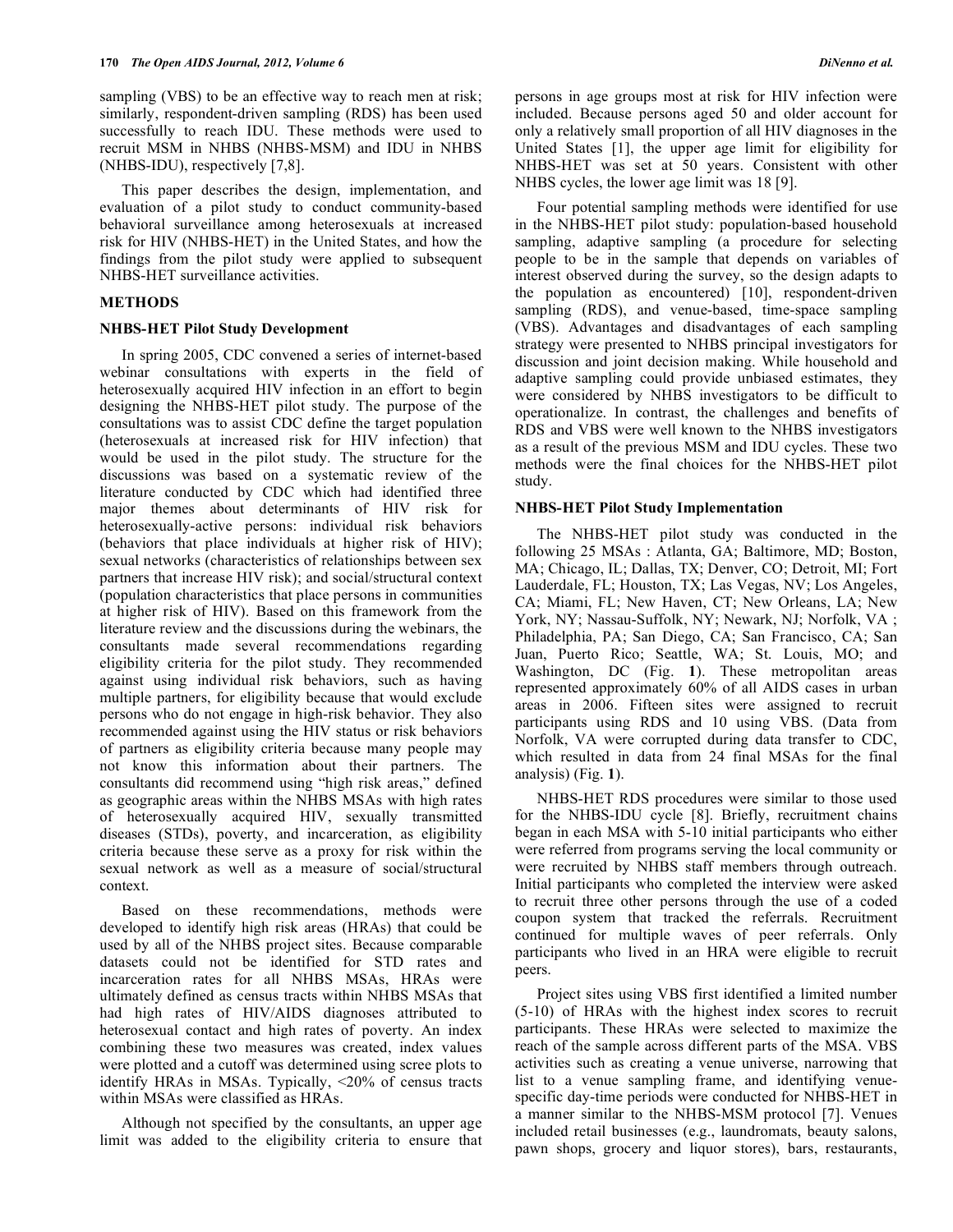sampling (VBS) to be an effective way to reach men at risk; similarly, respondent-driven sampling (RDS) has been used successfully to reach IDU. These methods were used to recruit MSM in NHBS (NHBS-MSM) and IDU in NHBS (NHBS-IDU), respectively [7,8].

This paper describes the design, implementation, and evaluation of a pilot study to conduct community-based behavioral surveillance among heterosexuals at increased risk for HIV (NHBS-HET) in the United States, and how the findings from the pilot study were applied to subsequent NHBS-HET surveillance activities.

## METHODS

### NHBS-HET Pilot Study Development

In spring 2005, CDC convened a series of internet-based webinar consultations with experts in the field of heterosexually acquired HIV infection in an effort to begin designing the NHBS-HET pilot study. The purpose of the consultations was to assist CDC define the target population (heterosexuals at increased risk for HIV infection) that would be used in the pilot study. The structure for the discussions was based on a systematic review of the literature conducted by CDC which had identified three major themes about determinants of HIV risk for heterosexually-active persons: individual risk behaviors (behaviors that place individuals at higher risk of HIV); sexual networks (characteristics of relationships between sex partners that increase HIV risk); and social/structural context (population characteristics that place persons in communities at higher risk of HIV). Based on this framework from the literature review and the discussions during the webinars, the consultants made several recommendations regarding eligibility criteria for the pilot study. They recommended against using individual risk behaviors, such as having multiple partners, for eligibility because that would exclude persons who do not engage in high-risk behavior. They also recommended against using the HIV status or risk behaviors of partners as eligibility criteria because many people may not know this information about their partners. The consultants did recommend using "high risk areas," defined as geographic areas within the NHBS MSAs with high rates of heterosexually acquired HIV, sexually transmitted diseases (STDs), poverty, and incarceration, as eligibility criteria because these serve as a proxy for risk within the sexual network as well as a measure of social/structural context.

Based on these recommendations, methods were developed to identify high risk areas (HRAs) that could be used by all of the NHBS project sites. Because comparable datasets could not be identified for STD rates and incarceration rates for all NHBS MSAs, HRAs were ultimately defined as census tracts within NHBS MSAs that had high rates of HIV/AIDS diagnoses attributed to heterosexual contact and high rates of poverty. An index combining these two measures was created, index values were plotted and a cutoff was determined using scree plots to identify HRAs in MSAs. Typically, <20% of census tracts within MSAs were classified as HRAs.

Although not specified by the consultants, an upper age limit was added to the eligibility criteria to ensure that persons in age groups most at risk for HIV infection were included. Because persons aged 50 and older account for only a relatively small proportion of all HIV diagnoses in the United States [1], the upper age limit for eligibility for NHBS-HET was set at 50 years. Consistent with other NHBS cycles, the lower age limit was 18 [9].

Four potential sampling methods were identified for use in the NHBS-HET pilot study: population-based household sampling, adaptive sampling (a procedure for selecting people to be in the sample that depends on variables of interest observed during the survey, so the design adapts to the population as encountered) [10], respondent-driven sampling (RDS), and venue-based, time-space sampling (VBS). Advantages and disadvantages of each sampling strategy were presented to NHBS principal investigators for discussion and joint decision making. While household and adaptive sampling could provide unbiased estimates, they were considered by NHBS investigators to be difficult to operationalize. In contrast, the challenges and benefits of RDS and VBS were well known to the NHBS investigators as a result of the previous MSM and IDU cycles. These two methods were the final choices for the NHBS-HET pilot study.

### NHBS-HET Pilot Study Implementation

The NHBS-HET pilot study was conducted in the following 25 MSAs : Atlanta, GA; Baltimore, MD; Boston, MA; Chicago, IL; Dallas, TX; Denver, CO; Detroit, MI; Fort Lauderdale, FL; Houston, TX; Las Vegas, NV; Los Angeles, CA; Miami, FL; New Haven, CT; New Orleans, LA; New York, NY; Nassau-Suffolk, NY; Newark, NJ; Norfolk, VA ; Philadelphia, PA; San Diego, CA; San Francisco, CA; San Juan, Puerto Rico; Seattle, WA; St. Louis, MO; and Washington, DC (Fig. **1**). These metropolitan areas represented approximately 60% of all AIDS cases in urban areas in 2006. Fifteen sites were assigned to recruit participants using RDS and 10 using VBS. (Data from Norfolk, VA were corrupted during data transfer to CDC, which resulted in data from 24 final MSAs for the final analysis) (Fig. **1**).

NHBS-HET RDS procedures were similar to those used for the NHBS-IDU cycle [8]. Briefly, recruitment chains began in each MSA with 5-10 initial participants who either were referred from programs serving the local community or were recruited by NHBS staff members through outreach. Initial participants who completed the interview were asked to recruit three other persons through the use of a coded coupon system that tracked the referrals. Recruitment continued for multiple waves of peer referrals. Only participants who lived in an HRA were eligible to recruit peers.

Project sites using VBS first identified a limited number (5-10) of HRAs with the highest index scores to recruit participants. These HRAs were selected to maximize the reach of the sample across different parts of the MSA. VBS activities such as creating a venue universe, narrowing that list to a venue sampling frame, and identifying venue-specific day-time periods were conducted for NHBS-HET in a manner similar to the NHBS-MSM protocol [7]. Venues included retail businesses (e.g., laundromats, beauty salons, pawn shops, grocery and liquor stores), bars, restaurants,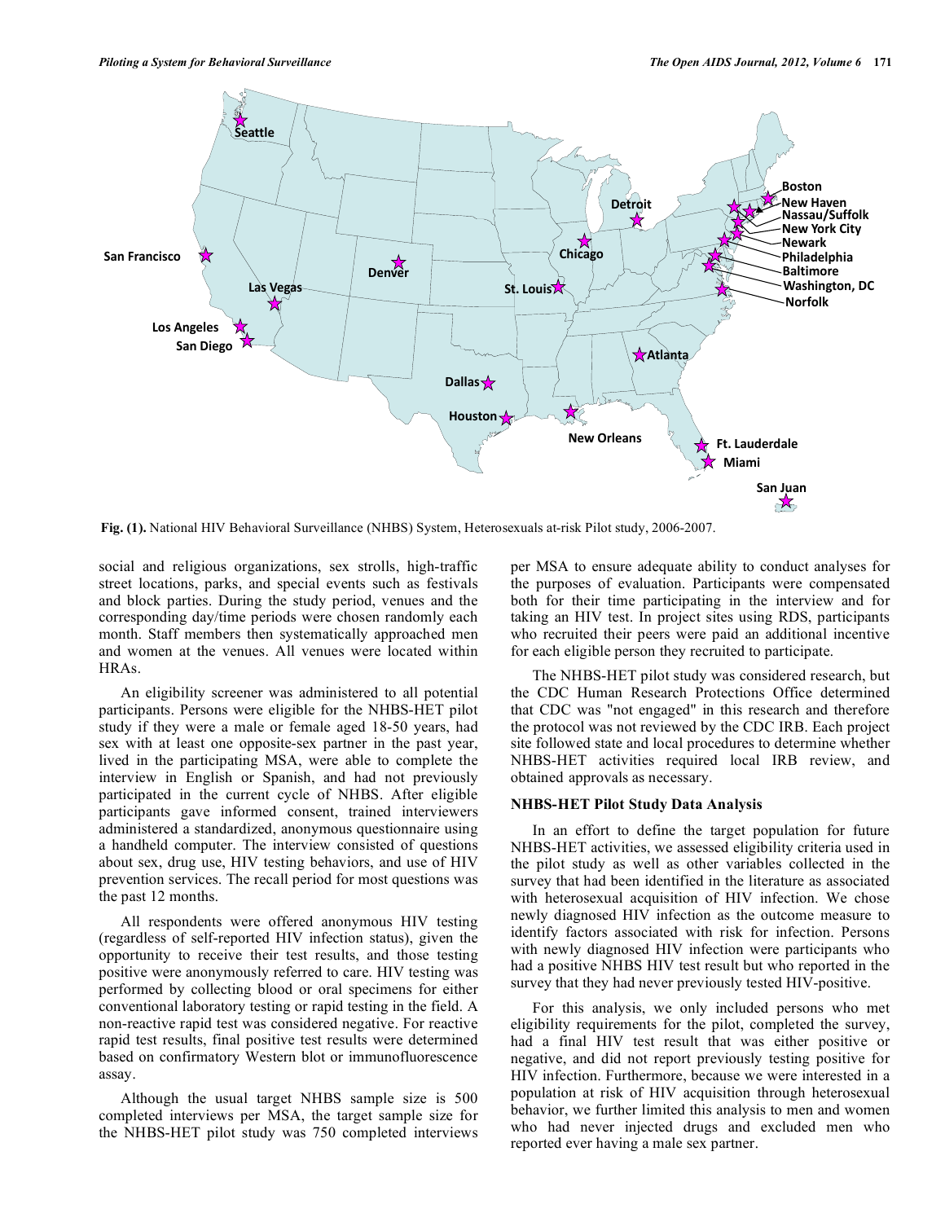**Fig. (1).** National HIV Behavioral Surveillance (NHBS) System, Heterosexuals at-risk Pilot study, 2006-2007.

social and religious organizations, sex strolls, high-traffic street locations, parks, and special events such as festivals and block parties. During the study period, venues and the corresponding day/time periods were chosen randomly each month. Staff members then systematically approached men and women at the venues. All venues were located within HRAs.

An eligibility screener was administered to all potential participants. Persons were eligible for the NHBS-HET pilot study if they were a male or female aged 18-50 years, had sex with at least one opposite-sex partner in the past year, lived in the participating MSA, were able to complete the interview in English or Spanish, and had not previously participated in the current cycle of NHBS. After eligible participants gave informed consent, trained interviewers administered a standardized, anonymous questionnaire using a handheld computer. The interview consisted of questions about sex, drug use, HIV testing behaviors, and use of HIV prevention services. The recall period for most questions was the past 12 months.

All respondents were offered anonymous HIV testing (regardless of self-reported HIV infection status), given the opportunity to receive their test results, and those testing positive were anonymously referred to care. HIV testing was performed by collecting blood or oral specimens for either conventional laboratory testing or rapid testing in the field. A non-reactive rapid test was considered negative. For reactive rapid test results, final positive test results were determined based on confirmatory Western blot or immunofluorescence assay.

Although the usual target NHBS sample size is 500 completed interviews per MSA, the target sample size for the NHBS-HET pilot study was 750 completed interviews per MSA to ensure adequate ability to conduct analyses for the purposes of evaluation. Participants were compensated both for their time participating in the interview and for taking an HIV test. In project sites using RDS, participants who recruited their peers were paid an additional incentive for each eligible person they recruited to participate.

The NHBS-HET pilot study was considered research, but the CDC Human Research Protections Office determined that CDC was "not engaged" in this research and therefore the protocol was not reviewed by the CDC IRB. Each project site followed state and local procedures to determine whether NHBS-HET activities required local IRB review, and obtained approvals as necessary.

### NHBS-HET Pilot Study Data Analysis

In an effort to define the target population for future NHBS-HET activities, we assessed eligibility criteria used in the pilot study as well as other variables collected in the survey that had been identified in the literature as associated with heterosexual acquisition of HIV infection. We chose newly diagnosed HIV infection as the outcome measure to identify factors associated with risk for infection. Persons with newly diagnosed HIV infection were participants who had a positive NHBS HIV test result but who reported in the survey that they had never previously tested HIV-positive.

For this analysis, we only included persons who met eligibility requirements for the pilot, completed the survey, had a final HIV test result that was either positive or negative, and did not report previously testing positive for HIV infection. Furthermore, because we were interested in a population at risk of HIV acquisition through heterosexual behavior, we further limited this analysis to men and women who had never injected drugs and excluded men who reported ever having a male sex partner.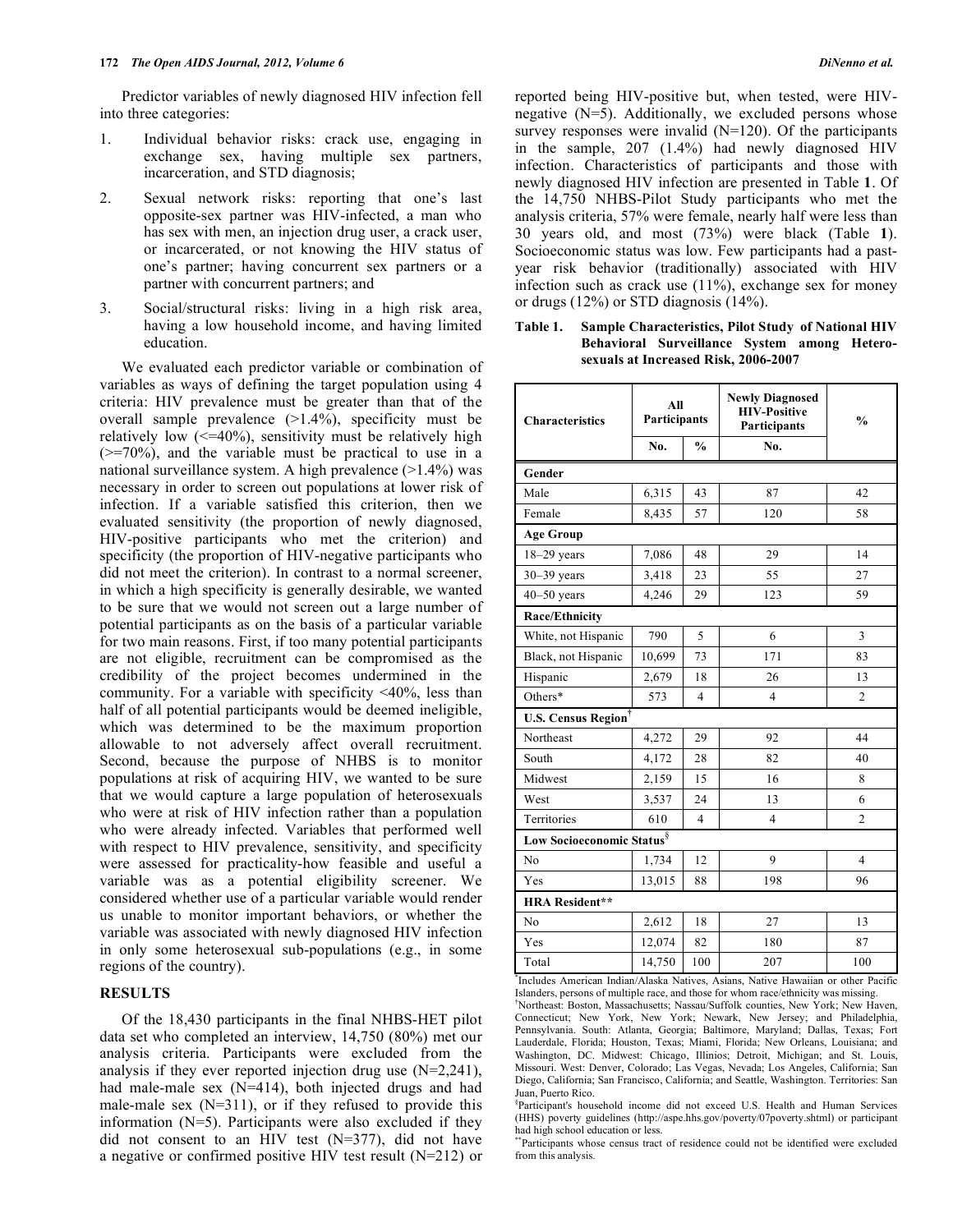Predictor variables of newly diagnosed HIV infection fell into three categories:

1. Individual behavior risks: crack use, engaging in exchange sex, having multiple sex partners, incarceration, and STD diagnosis;
2. Sexual network risks: reporting that one's last opposite-sex partner was HIV-infected, a man who has sex with men, an injection drug user, a crack user, or incarcerated, or not knowing the HIV status of one's partner; having concurrent sex partners or a partner with concurrent partners; and
3. Social/structural risks: living in a high risk area, having a low household income, and having limited education.

We evaluated each predictor variable or combination of variables as ways of defining the target population using 4 criteria: HIV prevalence must be greater than that of the overall sample prevalence (>1.4%), specificity must be relatively low (<=40%), sensitivity must be relatively high (>=70%), and the variable must be practical to use in a national surveillance system. A high prevalence (>1.4%) was necessary in order to screen out populations at lower risk of infection. If a variable satisfied this criterion, then we evaluated sensitivity (the proportion of newly diagnosed, HIV-positive participants who met the criterion) and specificity (the proportion of HIV-negative participants who did not meet the criterion). In contrast to a normal screener, in which a high specificity is generally desirable, we wanted to be sure that we would not screen out a large number of potential participants as on the basis of a particular variable for two main reasons. First, if too many potential participants are not eligible, recruitment can be compromised as the credibility of the project becomes undermined in the community. For a variable with specificity <40%, less than half of all potential participants would be deemed ineligible, which was determined to be the maximum proportion allowable to not adversely affect overall recruitment. Second, because the purpose of NHBS is to monitor populations at risk of acquiring HIV, we wanted to be sure that we would capture a large population of heterosexuals who were at risk of HIV infection rather than a population who were already infected. Variables that performed well with respect to HIV prevalence, sensitivity, and specificity were assessed for practicality-how feasible and useful a variable was as a potential eligibility screener. We considered whether use of a particular variable would render us unable to monitor important behaviors, or whether the variable was associated with newly diagnosed HIV infection in only some heterosexual sub-populations (e.g., in some regions of the country).

## RESULTS

Of the 18,430 participants in the final NHBS-HET pilot data set who completed an interview, 14,750 (80%) met our analysis criteria. Participants were excluded from the analysis if they ever reported injection drug use (N=2,241), had male-male sex (N=414), both injected drugs and had male-male sex (N=311), or if they refused to provide this information (N=5). Participants were also excluded if they did not consent to an HIV test (N=377), did not have a negative or confirmed positive HIV test result (N=212) or reported being HIV-positive but, when tested, were HIV-negative (N=5). Additionally, we excluded persons whose survey responses were invalid (N=120). Of the participants in the sample, 207 (1.4%) had newly diagnosed HIV infection. Characteristics of participants and those with newly diagnosed HIV infection are presented in Table **1**. Of the 14,750 NHBS-Pilot Study participants who met the analysis criteria, 57% were female, nearly half were less than 30 years old, and most (73%) were black (Table **1**). Socioeconomic status was low. Few participants had a past-year risk behavior (traditionally) associated with HIV infection such as crack use (11%), exchange sex for money or drugs (12%) or STD diagnosis (14%).

**Table 1. Sample Characteristics, Pilot Study of National HIV Behavioral Surveillance System among Heterosexuals at Increased Risk, 2006-2007**

| Characteristics | All Participants | | Newly Diagnosed HIV-Positive Participants | % |
|---|---|---|---|---|
| | No. | % | No. | |
| **Gender** | | | | |
| Male | 6,315 | 43 | 87 | 42 |
| Female | 8,435 | 57 | 120 | 58 |
| **Age Group** | | | | |
| 18–29 years | 7,086 | 48 | 29 | 14 |
| 30–39 years | 3,418 | 23 | 55 | 27 |
| 40–50 years | 4,246 | 29 | 123 | 59 |
| **Race/Ethnicity** | | | | |
| White, not Hispanic | 790 | 5 | 6 | 3 |
| Black, not Hispanic | 10,699 | 73 | 171 | 83 |
| Hispanic | 2,679 | 18 | 26 | 13 |
| Others* | 573 | 4 | 4 | 2 |
| **U.S. Census Region**[†] | | | | |
| Northeast | 4,272 | 29 | 92 | 44 |
| South | 4,172 | 28 | 82 | 40 |
| Midwest | 2,159 | 15 | 16 | 8 |
| West | 3,537 | 24 | 13 | 6 |
| Territories | 610 | 4 | 4 | 2 |
| **Low Socioeconomic Status**[§] | | | | |
| No | 1,734 | 12 | 9 | 4 |
| Yes | 13,015 | 88 | 198 | 96 |
| **HRA Resident**** | | | | |
| No | 2,612 | 18 | 27 | 13 |
| Yes | 12,074 | 82 | 180 | 87 |
| Total | 14,750 | 100 | 207 | 100 |

*Includes American Indian/Alaska Natives, Asians, Native Hawaiian or other Pacific Islanders, persons of multiple race, and those for whom race/ethnicity was missing.
[†]Northeast: Boston, Massachusetts; Nassau/Suffolk counties, New York; New Haven, Connecticut; New York, New York; Newark, New Jersey; and Philadelphia, Pennsylvania. South: Atlanta, Georgia; Baltimore, Maryland; Dallas, Texas; Fort Lauderdale, Florida; Houston, Texas; Miami, Florida; New Orleans, Louisiana; and Washington, DC. Midwest: Chicago, Illinios; Detroit, Michigan; and St. Louis, Missouri. West: Denver, Colorado; Las Vegas, Nevada; Los Angeles, California; San Diego, California; San Francisco, California; and Seattle, Washington. Territories: San Juan, Puerto Rico.
[§]Participant's household income did not exceed U.S. Health and Human Services (HHS) poverty guidelines (http://aspe.hhs.gov/poverty/07poverty.shtml) or participant had high school education or less.
**Participants whose census tract of residence could not be identified were excluded from this analysis.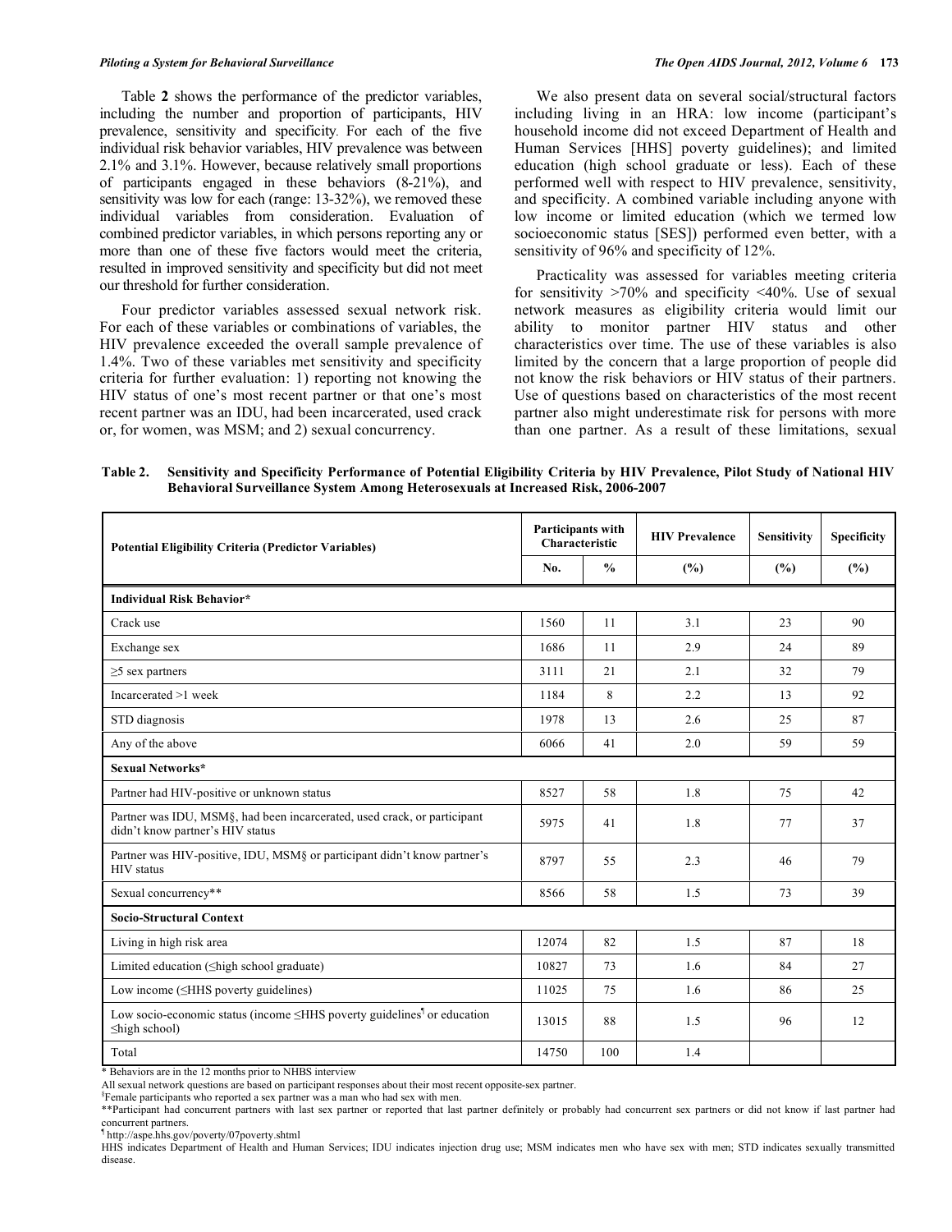Table 2 shows the performance of the predictor variables, including the number and proportion of participants, HIV prevalence, sensitivity and specificity. For each of the five individual risk behavior variables, HIV prevalence was between 2.1% and 3.1%. However, because relatively small proportions of participants engaged in these behaviors (8-21%), and sensitivity was low for each (range: 13-32%), we removed these individual variables from consideration. Evaluation of combined predictor variables, in which persons reporting any or more than one of these five factors would meet the criteria, resulted in improved sensitivity and specificity but did not meet our threshold for further consideration.

Four predictor variables assessed sexual network risk. For each of these variables or combinations of variables, the HIV prevalence exceeded the overall sample prevalence of 1.4%. Two of these variables met sensitivity and specificity criteria for further evaluation: 1) reporting not knowing the HIV status of one's most recent partner or that one's most recent partner was an IDU, had been incarcerated, used crack or, for women, was MSM; and 2) sexual concurrency.

We also present data on several social/structural factors including living in an HRA: low income (participant's household income did not exceed Department of Health and Human Services [HHS] poverty guidelines); and limited education (high school graduate or less). Each of these performed well with respect to HIV prevalence, sensitivity, and specificity. A combined variable including anyone with low income or limited education (which we termed low socioeconomic status [SES]) performed even better, with a sensitivity of 96% and specificity of 12%.

Practicality was assessed for variables meeting criteria for sensitivity >70% and specificity <40%. Use of sexual network measures as eligibility criteria would limit our ability to monitor partner HIV status and other characteristics over time. The use of these variables is also limited by the concern that a large proportion of people did not know the risk behaviors or HIV status of their partners. Use of questions based on characteristics of the most recent partner also might underestimate risk for persons with more than one partner. As a result of these limitations, sexual

**Table 2. Sensitivity and Specificity Performance of Potential Eligibility Criteria by HIV Prevalence, Pilot Study of National HIV Behavioral Surveillance System Among Heterosexuals at Increased Risk, 2006-2007**

| Potential Eligibility Criteria (Predictor Variables) | Participants with Characteristic | | HIV Prevalence | Sensitivity | Specificity |
|---|---|---|---|---|---|
| | No. | % | (%) | (%) | (%) |
| **Individual Risk Behavior*** | | | | | |
| Crack use | 1560 | 11 | 3.1 | 23 | 90 |
| Exchange sex | 1686 | 11 | 2.9 | 24 | 89 |
| ≥5 sex partners | 3111 | 21 | 2.1 | 32 | 79 |
| Incarcerated >1 week | 1184 | 8 | 2.2 | 13 | 92 |
| STD diagnosis | 1978 | 13 | 2.6 | 25 | 87 |
| Any of the above | 6066 | 41 | 2.0 | 59 | 59 |
| **Sexual Networks*** | | | | | |
| Partner had HIV-positive or unknown status | 8527 | 58 | 1.8 | 75 | 42 |
| Partner was IDU, MSM§, had been incarcerated, used crack, or participant didn't know partner's HIV status | 5975 | 41 | 1.8 | 77 | 37 |
| Partner was HIV-positive, IDU, MSM§ or participant didn't know partner's HIV status | 8797 | 55 | 2.3 | 46 | 79 |
| Sexual concurrency** | 8566 | 58 | 1.5 | 73 | 39 |
| **Socio-Structural Context** | | | | | |
| Living in high risk area | 12074 | 82 | 1.5 | 87 | 18 |
| Limited education (≤high school graduate) | 10827 | 73 | 1.6 | 84 | 27 |
| Low income (≤HHS poverty guidelines) | 11025 | 75 | 1.6 | 86 | 25 |
| Low socio-economic status (income ≤HHS poverty guidelines¶ or education ≤high school) | 13015 | 88 | 1.5 | 96 | 12 |
| Total | 14750 | 100 | 1.4 | | |

\* Behaviors are in the 12 months prior to NHBS interview

All sexual network questions are based on participant responses about their most recent opposite-sex partner.

§Female participants who reported a sex partner was a man who had sex with men.

**Participant had concurrent partners with last sex partner or reported that last partner definitely or probably had concurrent sex partners or did not know if last partner had concurrent partners.

¶ http://aspe.hhs.gov/poverty/07poverty.shtml

HHS indicates Department of Health and Human Services; IDU indicates injection drug use; MSM indicates men who have sex with men; STD indicates sexually transmitted disease.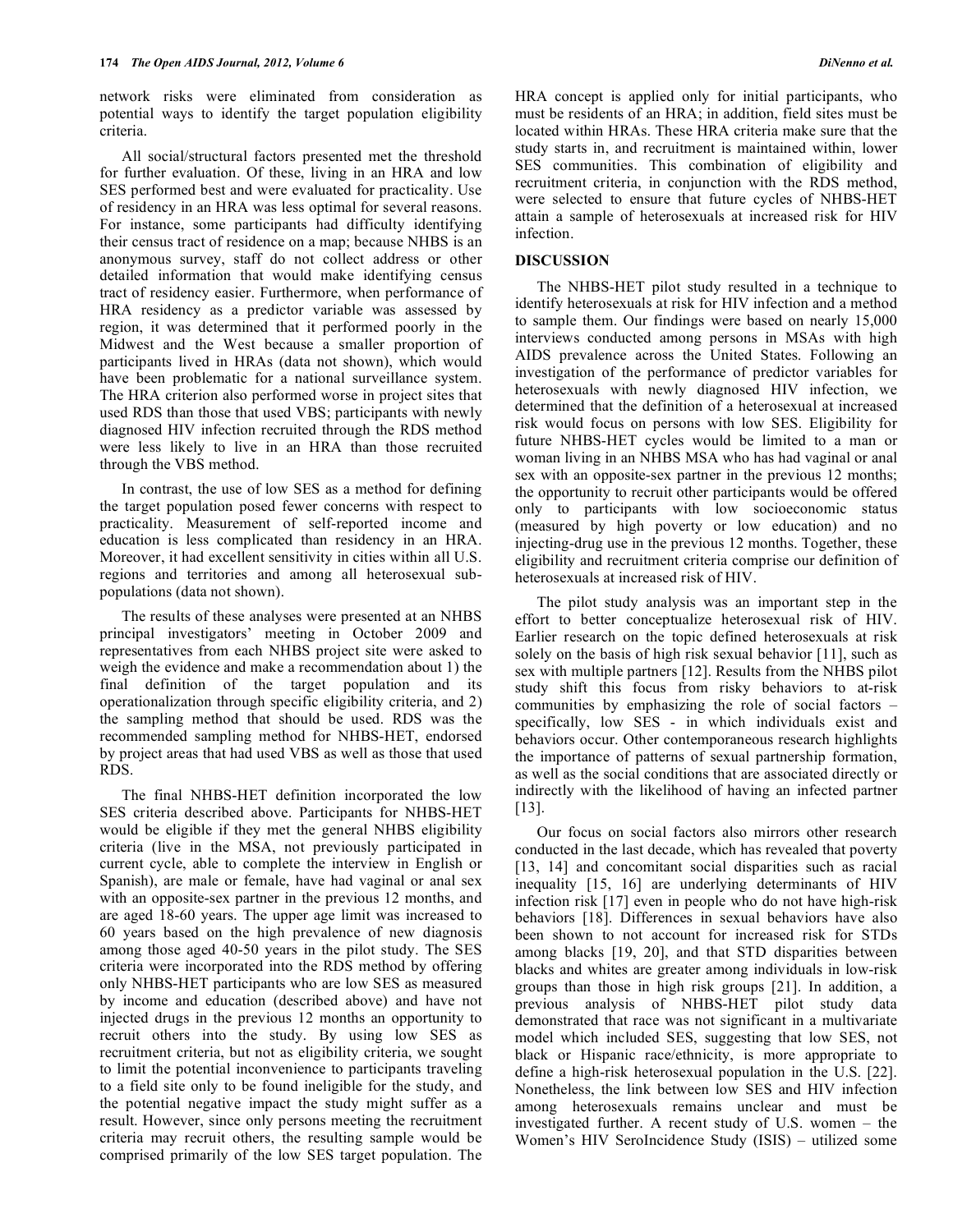network risks were eliminated from consideration as potential ways to identify the target population eligibility criteria.

All social/structural factors presented met the threshold for further evaluation. Of these, living in an HRA and low SES performed best and were evaluated for practicality. Use of residency in an HRA was less optimal for several reasons. For instance, some participants had difficulty identifying their census tract of residence on a map; because NHBS is an anonymous survey, staff do not collect address or other detailed information that would make identifying census tract of residency easier. Furthermore, when performance of HRA residency as a predictor variable was assessed by region, it was determined that it performed poorly in the Midwest and the West because a smaller proportion of participants lived in HRAs (data not shown), which would have been problematic for a national surveillance system. The HRA criterion also performed worse in project sites that used RDS than those that used VBS; participants with newly diagnosed HIV infection recruited through the RDS method were less likely to live in an HRA than those recruited through the VBS method.

In contrast, the use of low SES as a method for defining the target population posed fewer concerns with respect to practicality. Measurement of self-reported income and education is less complicated than residency in an HRA. Moreover, it had excellent sensitivity in cities within all U.S. regions and territories and among all heterosexual sub-populations (data not shown).

The results of these analyses were presented at an NHBS principal investigators' meeting in October 2009 and representatives from each NHBS project site were asked to weigh the evidence and make a recommendation about 1) the final definition of the target population and its operationalization through specific eligibility criteria, and 2) the sampling method that should be used. RDS was the recommended sampling method for NHBS-HET, endorsed by project areas that had used VBS as well as those that used RDS.

The final NHBS-HET definition incorporated the low SES criteria described above. Participants for NHBS-HET would be eligible if they met the general NHBS eligibility criteria (live in the MSA, not previously participated in current cycle, able to complete the interview in English or Spanish), are male or female, have had vaginal or anal sex with an opposite-sex partner in the previous 12 months, and are aged 18-60 years. The upper age limit was increased to 60 years based on the high prevalence of new diagnosis among those aged 40-50 years in the pilot study. The SES criteria were incorporated into the RDS method by offering only NHBS-HET participants who are low SES as measured by income and education (described above) and have not injected drugs in the previous 12 months an opportunity to recruit others into the study. By using low SES as recruitment criteria, but not as eligibility criteria, we sought to limit the potential inconvenience to participants traveling to a field site only to be found ineligible for the study, and the potential negative impact the study might suffer as a result. However, since only persons meeting the recruitment criteria may recruit others, the resulting sample would be comprised primarily of the low SES target population. The HRA concept is applied only for initial participants, who must be residents of an HRA; in addition, field sites must be located within HRAs. These HRA criteria make sure that the study starts in, and recruitment is maintained within, lower SES communities. This combination of eligibility and recruitment criteria, in conjunction with the RDS method, were selected to ensure that future cycles of NHBS-HET attain a sample of heterosexuals at increased risk for HIV infection.

## DISCUSSION

The NHBS-HET pilot study resulted in a technique to identify heterosexuals at risk for HIV infection and a method to sample them. Our findings were based on nearly 15,000 interviews conducted among persons in MSAs with high AIDS prevalence across the United States. Following an investigation of the performance of predictor variables for heterosexuals with newly diagnosed HIV infection, we determined that the definition of a heterosexual at increased risk would focus on persons with low SES. Eligibility for future NHBS-HET cycles would be limited to a man or woman living in an NHBS MSA who has had vaginal or anal sex with an opposite-sex partner in the previous 12 months; the opportunity to recruit other participants would be offered only to participants with low socioeconomic status (measured by high poverty or low education) and no injecting-drug use in the previous 12 months. Together, these eligibility and recruitment criteria comprise our definition of heterosexuals at increased risk of HIV.

The pilot study analysis was an important step in the effort to better conceptualize heterosexual risk of HIV. Earlier research on the topic defined heterosexuals at risk solely on the basis of high risk sexual behavior [11], such as sex with multiple partners [12]. Results from the NHBS pilot study shift this focus from risky behaviors to at-risk communities by emphasizing the role of social factors – specifically, low SES - in which individuals exist and behaviors occur. Other contemporaneous research highlights the importance of patterns of sexual partnership formation, as well as the social conditions that are associated directly or indirectly with the likelihood of having an infected partner [13].

Our focus on social factors also mirrors other research conducted in the last decade, which has revealed that poverty [13, 14] and concomitant social disparities such as racial inequality [15, 16] are underlying determinants of HIV infection risk [17] even in people who do not have high-risk behaviors [18]. Differences in sexual behaviors have also been shown to not account for increased risk for STDs among blacks [19, 20], and that STD disparities between blacks and whites are greater among individuals in low-risk groups than those in high risk groups [21]. In addition, a previous analysis of NHBS-HET pilot study data demonstrated that race was not significant in a multivariate model which included SES, suggesting that low SES, not black or Hispanic race/ethnicity, is more appropriate to define a high-risk heterosexual population in the U.S. [22]. Nonetheless, the link between low SES and HIV infection among heterosexuals remains unclear and must be investigated further. A recent study of U.S. women – the Women's HIV SeroIncidence Study (ISIS) – utilized some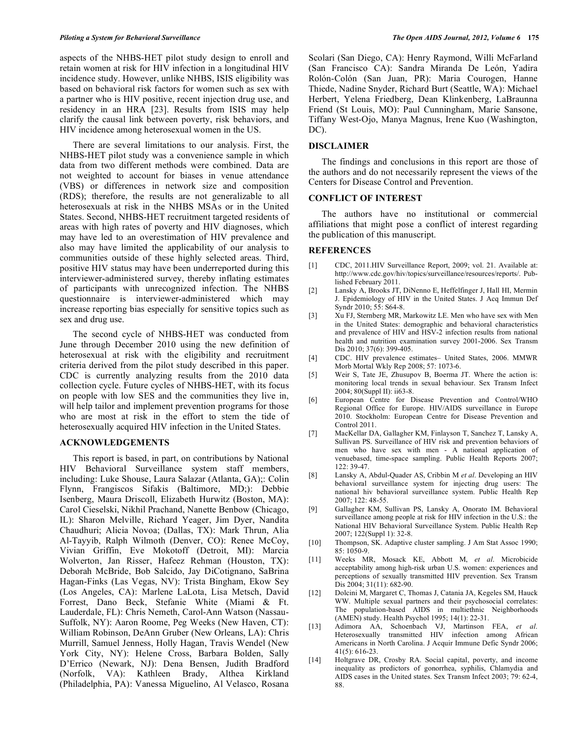aspects of the NHBS-HET pilot study design to enroll and retain women at risk for HIV infection in a longitudinal HIV incidence study. However, unlike NHBS, ISIS eligibility was based on behavioral risk factors for women such as sex with a partner who is HIV positive, recent injection drug use, and residency in an HRA [23]. Results from ISIS may help clarify the causal link between poverty, risk behaviors, and HIV incidence among heterosexual women in the US.

There are several limitations to our analysis. First, the NHBS-HET pilot study was a convenience sample in which data from two different methods were combined. Data are not weighted to account for biases in venue attendance (VBS) or differences in network size and composition (RDS); therefore, the results are not generalizable to all heterosexuals at risk in the NHBS MSAs or in the United States. Second, NHBS-HET recruitment targeted residents of areas with high rates of poverty and HIV diagnoses, which may have led to an overestimation of HIV prevalence and also may have limited the applicability of our analysis to communities outside of these highly selected areas. Third, positive HIV status may have been underreported during this interviewer-administered survey, thereby inflating estimates of participants with unrecognized infection. The NHBS questionnaire is interviewer-administered which may increase reporting bias especially for sensitive topics such as sex and drug use.

The second cycle of NHBS-HET was conducted from June through December 2010 using the new definition of heterosexual at risk with the eligibility and recruitment criteria derived from the pilot study described in this paper. CDC is currently analyzing results from the 2010 data collection cycle. Future cycles of NHBS-HET, with its focus on people with low SES and the communities they live in, will help tailor and implement prevention programs for those who are most at risk in the effort to stem the tide of heterosexually acquired HIV infection in the United States.

## ACKNOWLEDGEMENTS

This report is based, in part, on contributions by National HIV Behavioral Surveillance system staff members, including: Luke Shouse, Laura Salazar (Atlanta, GA);: Colin Flynn, Frangiscos Sifakis (Baltimore, MD;): Debbie Isenberg, Maura Driscoll, Elizabeth Hurwitz (Boston, MA): Carol Cieselski, Nikhil Prachand, Nanette Benbow (Chicago, IL): Sharon Melville, Richard Yeager, Jim Dyer, Nandita Chaudhuri; Alicia Novoa; (Dallas, TX): Mark Thrun, Alia Al-Tayyib, Ralph Wilmoth (Denver, CO): Renee McCoy, Vivian Griffin, Eve Mokotoff (Detroit, MI): Marcia Wolverton, Jan Risser, Hafeez Rehman (Houston, TX): Deborah McBride, Bob Salcido, Jay DiCotignano, SaBrina Hagan-Finks (Las Vegas, NV): Trista Bingham, Ekow Sey (Los Angeles, CA): Marlene LaLota, Lisa Metsch, David Forrest, Dano Beck, Stefanie White (Miami & Ft. Lauderdale, FL): Chris Nemeth, Carol-Ann Watson (Nassau-Suffolk, NY): Aaron Roome, Peg Weeks (New Haven, CT): William Robinson, DeAnn Gruber (New Orleans, LA): Chris Murrill, Samuel Jenness, Holly Hagan, Travis Wendel (New York City, NY): Helene Cross, Barbara Bolden, Sally D'Errico (Newark, NJ): Dena Bensen, Judith Bradford (Norfolk, VA): Kathleen Brady, Althea Kirkland (Philadelphia, PA): Vanessa Miguelino, Al Velasco, Rosana Scolari (San Diego, CA): Henry Raymond, Willi McFarland (San Francisco CA): Sandra Miranda De León, Yadira Rolón-Colón (San Juan, PR): Maria Courogen, Hanne Thiede, Nadine Snyder, Richard Burt (Seattle, WA): Michael Herbert, Yelena Friedberg, Dean Klinkenberg, LaBraunna Friend (St Louis, MO): Paul Cunningham, Marie Sansone, Tiffany West-Ojo, Manya Magnus, Irene Kuo (Washington, DC).

## DISCLAIMER

The findings and conclusions in this report are those of the authors and do not necessarily represent the views of the Centers for Disease Control and Prevention.

## CONFLICT OF INTEREST

The authors have no institutional or commercial affiliations that might pose a conflict of interest regarding the publication of this manuscript.

## REFERENCES

[1] CDC, 2011.HIV Surveillance Report, 2009; vol. 21. Available at: http://www.cdc.gov/hiv/topics/surveillance/resources/reports/. Published February 2011.

[2] Lansky A, Brooks JT, DiNenno E, Heffelfinger J, Hall HI, Mermin J. Epidemiology of HIV in the United States. J Acq Immun Def Syndr 2010; 55: S64-8.

[3] Xu FJ, Sternberg MR, Markowitz LE. Men who have sex with Men in the United States: demographic and behavioral characteristics and prevalence of HIV and HSV-2 infection results from national health and nutrition examination survey 2001-2006. Sex Transm Dis 2010; 37(6): 399-405.

[4] CDC. HIV prevalence estimates– United States, 2006. MMWR Morb Mortal Wkly Rep 2008; 57: 1073-6.

[5] Weir S, Tate JE, Zhusupov B, Boerma JT. Where the action is: monitoring local trends in sexual behaviour. Sex Transm Infect 2004; 80(Suppl II): ii63-8.

[6] European Centre for Disease Prevention and Control/WHO Regional Office for Europe. HIV/AIDS surveillance in Europe 2010. Stockholm: European Centre for Disease Prevention and Control 2011.

[7] MacKellar DA, Gallagher KM, Finlayson T, Sanchez T, Lansky A, Sullivan PS. Surveillance of HIV risk and prevention behaviors of men who have sex with men - A national application of venuebased, time-space sampling. Public Health Reports 2007; 122: 39-47.

[8] Lansky A, Abdul-Quader AS, Cribbin M *et al*. Developing an HIV behavioral surveillance system for injecting drug users: The national hiv behavioral surveillance system. Public Health Rep 2007; 122: 48-55.

[9] Gallagher KM, Sullivan PS, Lansky A, Onorato IM. Behavioral surveillance among people at risk for HIV infection in the U.S.: the National HIV Behavioral Surveillance System. Public Health Rep 2007; 122(Suppl 1): 32-8.

[10] Thompson, SK. Adaptive cluster sampling. J Am Stat Assoc 1990; 85: 1050-9.

[11] Weeks MR, Mosack KE, Abbott M, *et al*. Microbicide acceptability among high-risk urban U.S. women: experiences and perceptions of sexually transmitted HIV prevention. Sex Transm Dis 2004; 31(11): 682-90.

[12] Dolcini M, Margaret C, Thomas J, Catania JA, Kegeles SM, Hauck WW. Multiple sexual partners and their psychosocial correlates: The population-based AIDS in multiethnic Neighborhoods (AMEN) study. Health Psychol 1995; 14(1): 22-31.

[13] Adimora AA, Schoenbach VJ, Martinson FEA, *et al*. Heterosexually transmitted HIV infection among African Americans in North Carolina. J Acquir Immune Defic Syndr 2006; 41(5): 616-23.

[14] Holtgrave DR, Crosby RA. Social capital, poverty, and income inequality as predictors of gonorrhea, syphilis, Chlamydia and AIDS cases in the United states. Sex Transm Infect 2003; 79: 62-4, 88.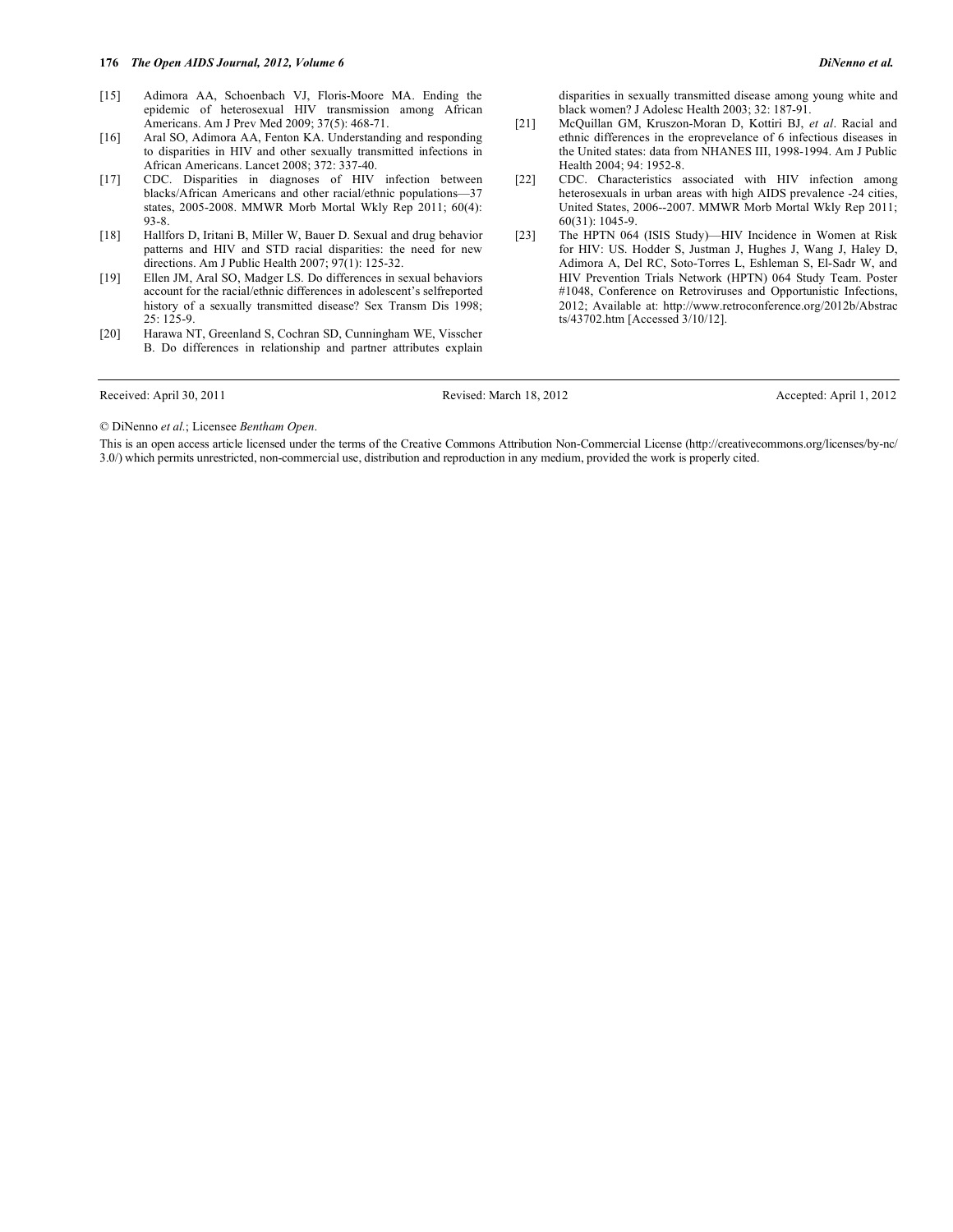[15] Adimora AA, Schoenbach VJ, Floris-Moore MA. Ending the epidemic of heterosexual HIV transmission among African Americans. Am J Prev Med 2009; 37(5): 468-71.

[16] Aral SO, Adimora AA, Fenton KA. Understanding and responding to disparities in HIV and other sexually transmitted infections in African Americans. Lancet 2008; 372: 337-40.

[17] CDC. Disparities in diagnoses of HIV infection between blacks/African Americans and other racial/ethnic populations—37 states, 2005-2008. MMWR Morb Mortal Wkly Rep 2011; 60(4): 93-8.

[18] Hallfors D, Iritani B, Miller W, Bauer D. Sexual and drug behavior patterns and HIV and STD racial disparities: the need for new directions. Am J Public Health 2007; 97(1): 125-32.

[19] Ellen JM, Aral SO, Madger LS. Do differences in sexual behaviors account for the racial/ethnic differences in adolescent's selfreported history of a sexually transmitted disease? Sex Transm Dis 1998; 25: 125-9.

[20] Harawa NT, Greenland S, Cochran SD, Cunningham WE, Visscher B. Do differences in relationship and partner attributes explain disparities in sexually transmitted disease among young white and black women? J Adolesc Health 2003; 32: 187-91.

[21] McQuillan GM, Kruszon-Moran D, Kottiri BJ, *et al*. Racial and ethnic differences in the eroprevelance of 6 infectious diseases in the United states: data from NHANES III, 1998-1994. Am J Public Health 2004; 94: 1952-8.

[22] CDC. Characteristics associated with HIV infection among heterosexuals in urban areas with high AIDS prevalence -24 cities, United States, 2006--2007. MMWR Morb Mortal Wkly Rep 2011; 60(31): 1045-9.

[23] The HPTN 064 (ISIS Study)—HIV Incidence in Women at Risk for HIV: US. Hodder S, Justman J, Hughes J, Wang J, Haley D, Adimora A, Del RC, Soto-Torres L, Eshleman S, El-Sadr W, and HIV Prevention Trials Network (HPTN) 064 Study Team. Poster #1048, Conference on Retroviruses and Opportunistic Infections, 2012; Available at: http://www.retroconference.org/2012b/Abstracts/43702.htm [Accessed 3/10/12].

Received: April 30, 2011 Revised: March 18, 2012 Accepted: April 1, 2012

© DiNenno *et al.*; Licensee *Bentham Open*.

This is an open access article licensed under the terms of the Creative Commons Attribution Non-Commercial License (http://creativecommons.org/licenses/by-nc/3.0/) which permits unrestricted, non-commercial use, distribution and reproduction in any medium, provided the work is properly cited.